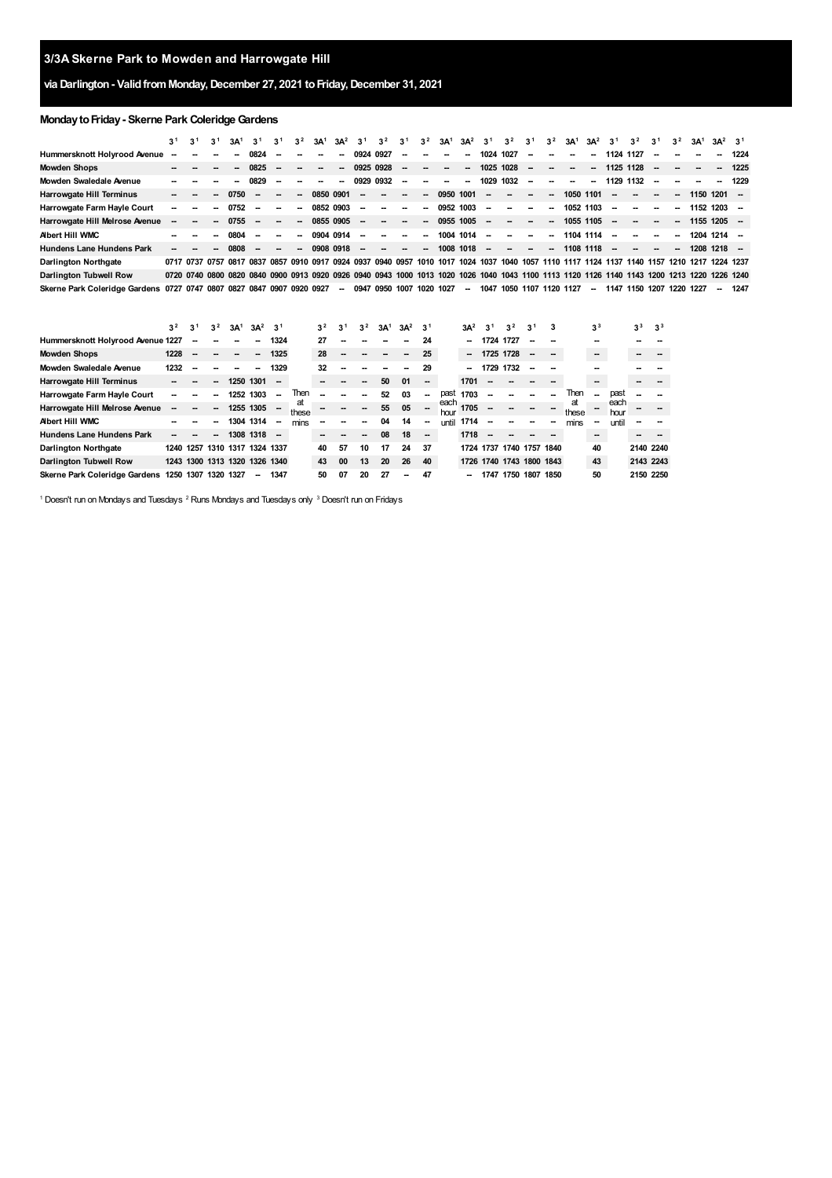# 3/3A Skerne Park to Mowden and Harrowgate Hill

## via Darlington - Valid from Monday, December 27, 2021 to Friday, December 31, 2021

### Monday to Friday - Skerne Park Coleridge Gardens

| | 3[1] | 3[1] | 3[1] | 3A[1] | 3[1] | 3[1] | 3[2] | 3A[1] | 3A[2] | 3[1] | 3[2] | 3[1] | 3[2] | 3A[1] | 3A[2] | 3[1] | 3[2] | 3[1] | 3[2] | 3A[1] | 3A[2] | 3[1] | 3[2] | 3[1] | 3[2] | 3A[1] | 3A[2] | 3[1] |
|---|---|---|---|---|---|---|---|---|---|---|---|---|---|---|---|---|---|---|---|---|---|---|---|---|---|---|---|---|
| **Hummersknott Holyrood Avenue** | -- | -- | -- | -- | 0824 | -- | -- | -- | -- | 0924 | 0927 | -- | -- | -- | -- | 1024 | 1027 | -- | -- | -- | -- | 1124 | 1127 | -- | -- | -- | -- | 1224 |
| **Mowden Shops** | -- | -- | -- | -- | 0825 | -- | -- | -- | -- | 0925 | 0928 | -- | -- | -- | -- | 1025 | 1028 | -- | -- | -- | -- | 1125 | 1128 | -- | -- | -- | -- | 1225 |
| **Mowden Swaledale Avenue** | -- | -- | -- | -- | 0829 | -- | -- | -- | -- | 0929 | 0932 | -- | -- | -- | -- | 1029 | 1032 | -- | -- | -- | -- | 1129 | 1132 | -- | -- | -- | -- | 1229 |
| **Harrowgate Hill Terminus** | -- | -- | -- | 0750 | -- | -- | -- | 0850 | 0901 | -- | -- | -- | -- | 0950 | 1001 | -- | -- | -- | -- | 1050 | 1101 | -- | -- | -- | -- | 1150 | 1201 | -- |
| **Harrowgate Farm Hayle Court** | -- | -- | -- | 0752 | -- | -- | -- | 0852 | 0903 | -- | -- | -- | -- | 0952 | 1003 | -- | -- | -- | -- | 1052 | 1103 | -- | -- | -- | -- | 1152 | 1203 | -- |
| **Harrowgate Hill Melrose Avenue** | -- | -- | -- | 0755 | -- | -- | -- | 0855 | 0905 | -- | -- | -- | -- | 0955 | 1005 | -- | -- | -- | -- | 1055 | 1105 | -- | -- | -- | -- | 1155 | 1205 | -- |
| **Albert Hill WMC** | -- | -- | -- | 0804 | -- | -- | -- | 0904 | 0914 | -- | -- | -- | -- | 1004 | 1014 | -- | -- | -- | -- | 1104 | 1114 | -- | -- | -- | -- | 1204 | 1214 | -- |
| **Hundens Lane Hundens Park** | -- | -- | -- | 0808 | -- | -- | -- | 0908 | 0918 | -- | -- | -- | -- | 1008 | 1018 | -- | -- | -- | -- | 1108 | 1118 | -- | -- | -- | -- | 1208 | 1218 | -- |
| **Darlington Northgate** | 0717 | 0737 | 0757 | 0817 | 0837 | 0857 | 0910 | 0917 | 0924 | 0937 | 0940 | 0957 | 1010 | 1017 | 1024 | 1037 | 1040 | 1057 | 1110 | 1117 | 1124 | 1137 | 1140 | 1157 | 1210 | 1217 | 1224 | 1237 |
| **Darlington Tubwell Row** | 0720 | 0740 | 0800 | 0820 | 0840 | 0900 | 0913 | 0920 | 0926 | 0940 | 0943 | 1000 | 1013 | 1020 | 1026 | 1040 | 1043 | 1100 | 1113 | 1120 | 1126 | 1140 | 1143 | 1200 | 1213 | 1220 | 1226 | 1240 |
| **Skerne Park Coleridge Gardens** | 0727 | 0747 | 0807 | 0827 | 0847 | 0907 | 0920 | 0927 | -- | 0947 | 0950 | 1007 | 1020 | 1027 | -- | 1047 | 1050 | 1107 | 1120 | 1127 | -- | 1147 | 1150 | 1207 | 1220 | 1227 | -- | 1247 |

| | 3[2] | 3[1] | 3[2] | 3A[1] | 3A[2] | 3[1] | | 3[2] | 3[1] | 3[2] | 3A[1] | 3A[2] | 3[1] | | 3A[2] | 3[1] | 3[2] | 3[1] | 3 | | 3[3] | | 3[3] | 3[3] |
|---|---|---|---|---|---|---|---|---|---|---|---|---|---|---|---|---|---|---|---|---|---|---|---|---|
| **Hummersknott Holyrood Avenue** | 1227 | -- | -- | -- | -- | 1324 | | 27 | -- | -- | -- | -- | 24 | | -- | 1724 | 1727 | -- | -- | | -- | | -- | -- |
| **Mowden Shops** | 1228 | -- | -- | -- | -- | 1325 | | 28 | -- | -- | -- | -- | 25 | | -- | 1725 | 1728 | -- | -- | | -- | | -- | -- |
| **Mowden Swaledale Avenue** | 1232 | -- | -- | -- | -- | 1329 | | 32 | -- | -- | -- | -- | 29 | | -- | 1729 | 1732 | -- | -- | | -- | | -- | -- |
| **Harrowgate Hill Terminus** | -- | -- | -- | 1250 | 1301 | -- | | -- | -- | -- | 50 | 01 | -- | | 1701 | -- | -- | -- | -- | | -- | | -- | -- |
| **Harrowgate Farm Hayle Court** | -- | -- | -- | 1252 | 1303 | -- | Then at these mins | -- | -- | -- | 52 | 03 | -- | past each hour until | 1703 | -- | -- | -- | -- | Then at these mins | -- | past each hour until | -- | -- |
| **Harrowgate Hill Melrose Avenue** | -- | -- | -- | 1255 | 1305 | -- | | -- | -- | -- | 55 | 05 | -- | | 1705 | -- | -- | -- | -- | | -- | | -- | -- |
| **Albert Hill WMC** | -- | -- | -- | 1304 | 1314 | -- | | -- | -- | -- | 04 | 14 | -- | | 1714 | -- | -- | -- | -- | | -- | | -- | -- |
| **Hundens Lane Hundens Park** | -- | -- | -- | 1308 | 1318 | -- | | -- | -- | -- | 08 | 18 | -- | | 1718 | -- | -- | -- | -- | | -- | | -- | -- |
| **Darlington Northgate** | 1240 | 1257 | 1310 | 1317 | 1324 | 1337 | | 40 | 57 | 10 | 17 | 24 | 37 | | 1724 | 1737 | 1740 | 1757 | 1840 | | 40 | | 2140 | 2240 |
| **Darlington Tubwell Row** | 1243 | 1300 | 1313 | 1320 | 1326 | 1340 | | 43 | 00 | 13 | 20 | 26 | 40 | | 1726 | 1740 | 1743 | 1800 | 1843 | | 43 | | 2143 | 2243 |
| **Skerne Park Coleridge Gardens** | 1250 | 1307 | 1320 | 1327 | -- | 1347 | | 50 | 07 | 20 | 27 | -- | 47 | | -- | 1747 | 1750 | 1807 | 1850 | | 50 | | 2150 | 2250 |

[1] Doesn't run on Mondays and Tuesdays [2] Runs Mondays and Tuesdays only [3] Doesn't run on Fridays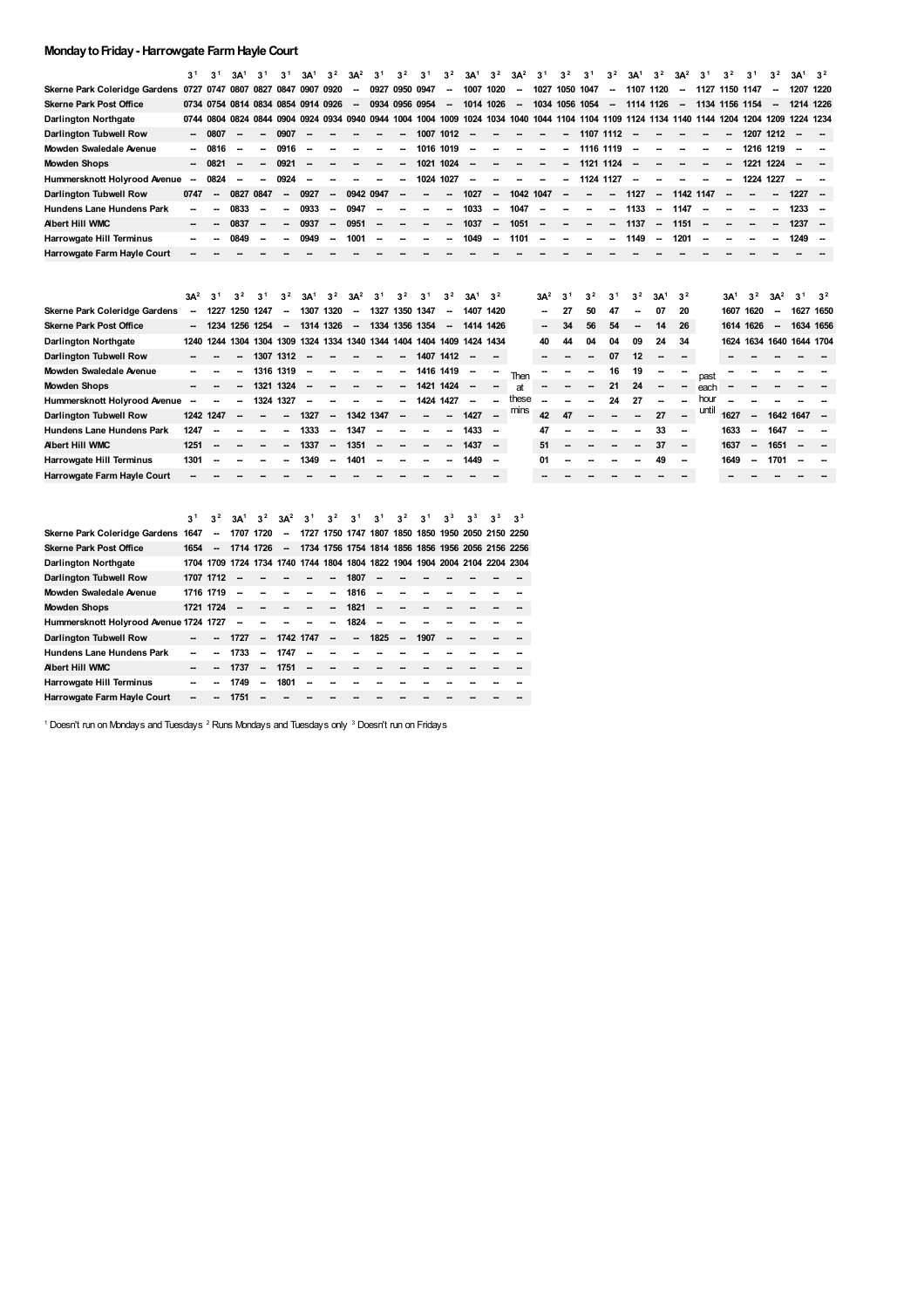## Monday to Friday - Harrowgate Farm Hayle Court

| | 3[1] | 3[1] | 3A[1] | 3[1] | 3[1] | 3A[1] | 3[2] | 3A[2] | 3[1] | 3[2] | 3[1] | 3[2] | 3A[1] | 3[2] | 3A[2] | 3[1] | 3[2] | 3[1] | 3[2] | 3A[1] | 3[2] | 3A[2] | 3[1] | 3[2] | 3[1] | 3[2] | 3A[1] | 3[2] |
|---|---|---|---|---|---|---|---|---|---|---|---|---|---|---|---|---|---|---|---|---|---|---|---|---|---|---|---|---|
| **Skerne Park Coleridge Gardens** | 0727 | 0747 | 0807 | 0827 | 0847 | 0907 | 0920 | -- | 0927 | 0950 | 0947 | -- | 1007 | 1020 | -- | 1027 | 1050 | 1047 | -- | 1107 | 1120 | -- | 1127 | 1150 | 1147 | -- | 1207 | 1220 |
| **Skerne Park Post Office** | 0734 | 0754 | 0814 | 0834 | 0854 | 0914 | 0926 | -- | 0934 | 0956 | 0954 | -- | 1014 | 1026 | -- | 1034 | 1056 | 1054 | -- | 1114 | 1126 | -- | 1134 | 1156 | 1154 | -- | 1214 | 1226 |
| **Darlington Northgate** | 0744 | 0804 | 0824 | 0844 | 0904 | 0924 | 0934 | 0940 | 0944 | 1004 | 1004 | 1009 | 1024 | 1034 | 1040 | 1044 | 1104 | 1104 | 1109 | 1124 | 1134 | 1140 | 1144 | 1204 | 1204 | 1209 | 1224 | 1234 |
| **Darlington Tubwell Row** | -- | 0807 | -- | -- | 0907 | -- | -- | -- | -- | -- | 1007 | 1012 | -- | -- | -- | -- | -- | 1107 | 1112 | -- | -- | -- | -- | -- | 1207 | 1212 | -- | -- |
| **Mowden Swaledale Avenue** | -- | 0816 | -- | -- | 0916 | -- | -- | -- | -- | -- | 1016 | 1019 | -- | -- | -- | -- | -- | 1116 | 1119 | -- | -- | -- | -- | -- | 1216 | 1219 | -- | -- |
| **Mowden Shops** | -- | 0821 | -- | -- | 0921 | -- | -- | -- | -- | -- | 1021 | 1024 | -- | -- | -- | -- | -- | 1121 | 1124 | -- | -- | -- | -- | -- | 1221 | 1224 | -- | -- |
| **Hummersknott Holyrood Avenue** | -- | 0824 | -- | -- | 0924 | -- | -- | -- | -- | -- | 1024 | 1027 | -- | -- | -- | -- | -- | 1124 | 1127 | -- | -- | -- | -- | -- | 1224 | 1227 | -- | -- |
| **Darlington Tubwell Row** | 0747 | -- | 0827 | 0847 | -- | 0927 | -- | 0942 | 0947 | -- | -- | -- | 1027 | -- | 1042 | 1047 | -- | -- | -- | 1127 | -- | 1142 | 1147 | -- | -- | -- | 1227 | -- |
| **Hundens Lane Hundens Park** | -- | -- | 0833 | -- | -- | 0933 | -- | 0947 | -- | -- | -- | -- | 1033 | -- | 1047 | -- | -- | -- | -- | 1133 | -- | 1147 | -- | -- | -- | -- | 1233 | -- |
| **Albert Hill WMC** | -- | -- | 0837 | -- | -- | 0937 | -- | 0951 | -- | -- | -- | -- | 1037 | -- | 1051 | -- | -- | -- | -- | 1137 | -- | 1151 | -- | -- | -- | -- | 1237 | -- |
| **Harrowgate Hill Terminus** | -- | -- | 0849 | -- | -- | 0949 | -- | 1001 | -- | -- | -- | -- | 1049 | -- | 1101 | -- | -- | -- | -- | 1149 | -- | 1201 | -- | -- | -- | -- | 1249 | -- |
| **Harrowgate Farm Hayle Court** | -- | -- | -- | -- | -- | -- | -- | -- | -- | -- | -- | -- | -- | -- | -- | -- | -- | -- | -- | -- | -- | -- | -- | -- | -- | -- | -- | -- |

| | 3A[2] | 3[1] | 3[2] | 3[1] | 3[2] | 3A[1] | 3[2] | 3A[2] | 3[1] | 3[2] | 3[1] | 3[2] | 3A[1] | 3[2] | | 3A[2] | 3[1] | 3[2] | 3[1] | 3[2] | 3A[1] | 3[2] | | 3A[1] | 3[2] | 3A[2] | 3[1] | 3[2] |
|---|---|---|---|---|---|---|---|---|---|---|---|---|---|---|---|---|---|---|---|---|---|---|---|---|---|---|---|---|
| **Skerne Park Coleridge Gardens** | -- | 1227 | 1250 | 1247 | -- | 1307 | 1320 | -- | 1327 | 1350 | 1347 | -- | 1407 | 1420 | | -- | 27 | 50 | 47 | -- | 07 | 20 | | 1607 | 1620 | -- | 1627 | 1650 |
| **Skerne Park Post Office** | -- | 1234 | 1256 | 1254 | -- | 1314 | 1326 | -- | 1334 | 1356 | 1354 | -- | 1414 | 1426 | | -- | 34 | 56 | 54 | -- | 14 | 26 | | 1614 | 1626 | -- | 1634 | 1656 |
| **Darlington Northgate** | 1240 | 1244 | 1304 | 1304 | 1309 | 1324 | 1334 | 1340 | 1344 | 1404 | 1404 | 1409 | 1424 | 1434 | | 40 | 44 | 04 | 04 | 09 | 24 | 34 | | 1624 | 1634 | 1640 | 1644 | 1704 |
| **Darlington Tubwell Row** | -- | -- | -- | 1307 | 1312 | -- | -- | -- | -- | -- | 1407 | 1412 | -- | -- | | -- | -- | -- | 07 | 12 | -- | -- | | -- | -- | -- | -- | -- |
| **Mowden Swaledale Avenue** | -- | -- | -- | 1316 | 1319 | -- | -- | -- | -- | -- | 1416 | 1419 | -- | -- | Then | -- | -- | -- | 16 | 19 | -- | -- | past | -- | -- | -- | -- | -- |
| **Mowden Shops** | -- | -- | -- | 1321 | 1324 | -- | -- | -- | -- | -- | 1421 | 1424 | -- | -- | at | -- | -- | -- | 21 | 24 | -- | -- | each | -- | -- | -- | -- | -- |
| **Hummersknott Holyrood Avenue** | -- | -- | -- | 1324 | 1327 | -- | -- | -- | -- | -- | 1424 | 1427 | -- | -- | these | -- | -- | -- | 24 | 27 | -- | -- | hour | -- | -- | -- | -- | -- |
| **Darlington Tubwell Row** | 1242 | 1247 | -- | -- | -- | 1327 | -- | 1342 | 1347 | -- | -- | -- | 1427 | -- | mins | 42 | 47 | -- | -- | -- | 27 | -- | until | 1627 | -- | 1642 | 1647 | -- |
| **Hundens Lane Hundens Park** | 1247 | -- | -- | -- | -- | 1333 | -- | 1347 | -- | -- | -- | -- | 1433 | -- | | 47 | -- | -- | -- | -- | 33 | -- | | 1633 | -- | 1647 | -- | -- |
| **Albert Hill WMC** | 1251 | -- | -- | -- | -- | 1337 | -- | 1351 | -- | -- | -- | -- | 1437 | -- | | 51 | -- | -- | -- | -- | 37 | -- | | 1637 | -- | 1651 | -- | -- |
| **Harrowgate Hill Terminus** | 1301 | -- | -- | -- | -- | 1349 | -- | 1401 | -- | -- | -- | -- | 1449 | -- | | 01 | -- | -- | -- | -- | 49 | -- | | 1649 | -- | 1701 | -- | -- |
| **Harrowgate Farm Hayle Court** | -- | -- | -- | -- | -- | -- | -- | -- | -- | -- | -- | -- | -- | -- | | -- | -- | -- | -- | -- | -- | -- | | -- | -- | -- | -- | -- |

| | 3[1] | 3[2] | 3A[1] | 3[2] | 3A[2] | 3[1] | 3[2] | 3[1] | 3[1] | 3[2] | 3[1] | 3[3] | 3[3] | 3[3] | 3[3] |
|---|---|---|---|---|---|---|---|---|---|---|---|---|---|---|---|
| **Skerne Park Coleridge Gardens** | 1647 | -- | 1707 | 1720 | -- | 1727 | 1750 | 1747 | 1807 | 1850 | 1850 | 1950 | 2050 | 2150 | 2250 |
| **Skerne Park Post Office** | 1654 | -- | 1714 | 1726 | -- | 1734 | 1756 | 1754 | 1814 | 1856 | 1856 | 1956 | 2056 | 2156 | 2256 |
| **Darlington Northgate** | 1704 | 1709 | 1724 | 1734 | 1740 | 1744 | 1804 | 1804 | 1822 | 1904 | 1904 | 2004 | 2104 | 2204 | 2304 |
| **Darlington Tubwell Row** | 1707 | 1712 | -- | -- | -- | -- | -- | 1807 | -- | -- | -- | -- | -- | -- | -- |
| **Mowden Swaledale Avenue** | 1716 | 1719 | -- | -- | -- | -- | -- | 1816 | -- | -- | -- | -- | -- | -- | -- |
| **Mowden Shops** | 1721 | 1724 | -- | -- | -- | -- | -- | 1821 | -- | -- | -- | -- | -- | -- | -- |
| **Hummersknott Holyrood Avenue** | 1724 | 1727 | -- | -- | -- | -- | -- | 1824 | -- | -- | -- | -- | -- | -- | -- |
| **Darlington Tubwell Row** | -- | -- | 1727 | -- | 1742 | 1747 | -- | -- | 1825 | -- | 1907 | -- | -- | -- | -- |
| **Hundens Lane Hundens Park** | -- | -- | 1733 | -- | 1747 | -- | -- | -- | -- | -- | -- | -- | -- | -- | -- |
| **Albert Hill WMC** | -- | -- | 1737 | -- | 1751 | -- | -- | -- | -- | -- | -- | -- | -- | -- | -- |
| **Harrowgate Hill Terminus** | -- | -- | 1749 | -- | 1801 | -- | -- | -- | -- | -- | -- | -- | -- | -- | -- |
| **Harrowgate Farm Hayle Court** | -- | -- | 1751 | -- | -- | -- | -- | -- | -- | -- | -- | -- | -- | -- | -- |

[1] Doesn't run on Mondays and Tuesdays [2] Runs Mondays and Tuesdays only [3] Doesn't run on Fridays